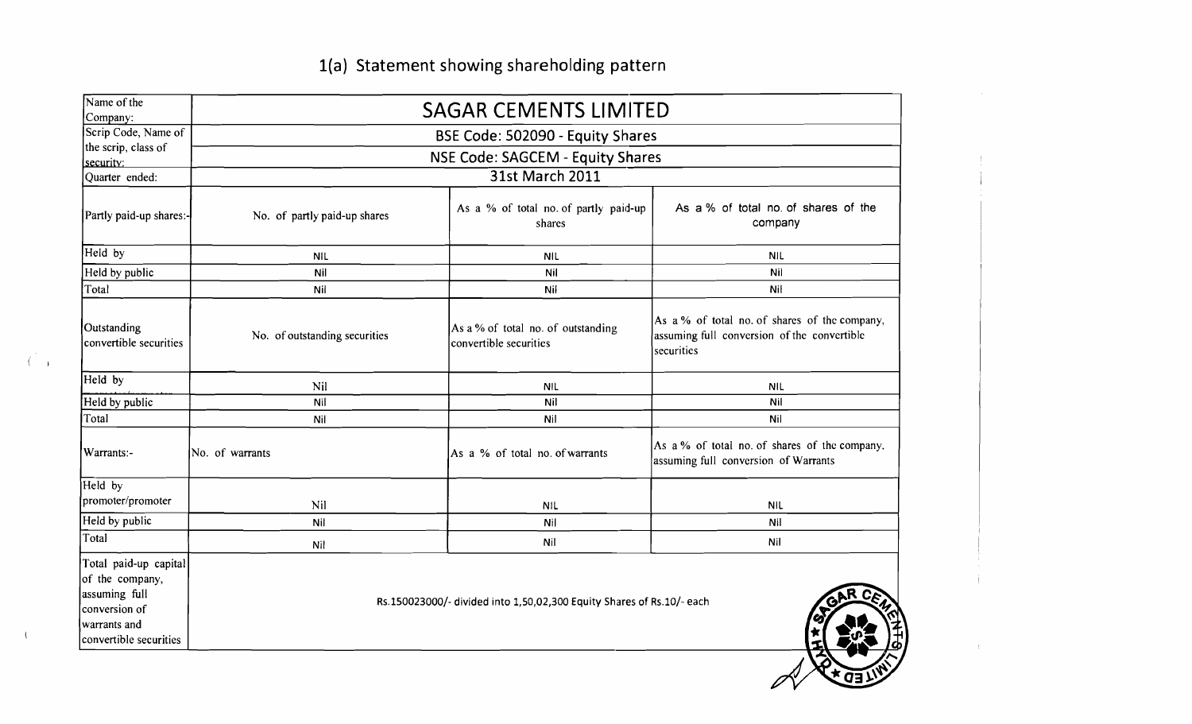# 1(a) Statement showing shareholding pattern

| Name of the Company: | SAGAR CEMENTS LIMITED | | |
|---|---|---|---|
| Scrip Code, Name of the scrip, class of security: | BSE Code: 502090 - Equity Shares | | |
| | NSE Code: SAGCEM - Equity Shares | | |
| Quarter ended: | 31st March 2011 | | |
| Partly paid-up shares:- | No. of partly paid-up shares | As a % of total no. of partly paid-up shares | As a % of total no. of shares of the company |
| Held by | NIL | NIL | NIL |
| Held by public | Nil | Nil | Nil |
| Total | Nil | Nil | Nil |
| Outstanding convertible securities | No. of outstanding securities | As a % of total no. of outstanding convertible securities | As a % of total no. of shares of the company, assuming full conversion of the convertible securities |
| Held by | Nil | NIL | NIL |
| Held by public | Nil | Nil | Nil |
| Total | Nil | Nil | Nil |
| Warrants:- | No. of warrants | As a % of total no. of warrants | As a % of total no. of shares of the company, assuming full conversion of Warrants |
| Held by promoter/promoter | Nil | NIL | NIL |
| Held by public | Nil | Nil | Nil |
| Total | Nil | Nil | Nil |
| Total paid-up capital of the company, assuming full conversion of warrants and convertible securities | Rs.150023000/- divided into 1,50,02,300 Equity Shares of Rs.10/- each | | |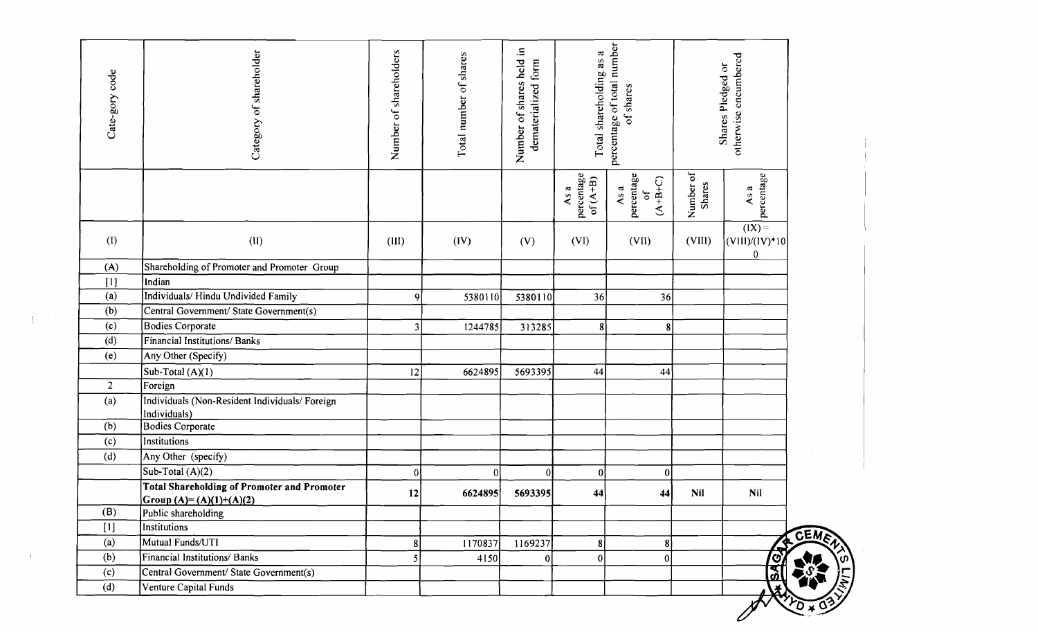| Cate-gory code | Category of shareholder | Number of shareholders | Total number of shares | Number of shares held in dematerialized form | Total shareholding as a percentage of total number of shares | | Shares Pledged or otherwise encumbered | |
|---|---|---|---|---|---|---|---|---|
| | | | | | As a percentage of (A+B) | As a percentage of (A+B+C) | Number of Shares | As a percentage |
| (I) | (II) | (III) | (IV) | (V) | (VI) | (VII) | (VIII) | (IX) = (VIII)/(IV)*100 |
| (A) | Shareholding of Promoter and Promoter Group | | | | | | | |
| [1] | Indian | | | | | | | |
| (a) | Individuals/ Hindu Undivided Family | 9 | 5380110 | 5380110 | 36 | 36 | | |
| (b) | Central Government/ State Government(s) | | | | | | | |
| (c) | Bodies Corporate | 3 | 1244785 | 313285 | 8 | 8 | | |
| (d) | Financial Institutions/ Banks | | | | | | | |
| (e) | Any Other (Specify) | | | | | | | |
| | Sub-Total (A)(1) | 12 | 6624895 | 5693395 | 44 | 44 | | |
| 2 | Foreign | | | | | | | |
| (a) | Individuals (Non-Resident Individuals/ Foreign Individuals) | | | | | | | |
| (b) | Bodies Corporate | | | | | | | |
| (c) | Institutions | | | | | | | |
| (d) | Any Other (specify) | | | | | | | |
| | Sub-Total (A)(2) | 0 | 0 | 0 | 0 | 0 | | |
| | **Total Shareholding of Promoter and Promoter Group (A)= (A)(1)+(A)(2)** | **12** | **6624895** | **5693395** | **44** | **44** | **Nil** | **Nil** |
| (B) | Public shareholding | | | | | | | |
| [1] | Institutions | | | | | | | |
| (a) | Mutual Funds/UTI | 8 | 1170837 | 1169237 | 8 | 8 | | |
| (b) | Financial Institutions/ Banks | 5 | 4150 | 0 | 0 | 0 | | |
| (c) | Central Government/ State Government(s) | | | | | | | |
| (d) | Venture Capital Funds | | | | | | | |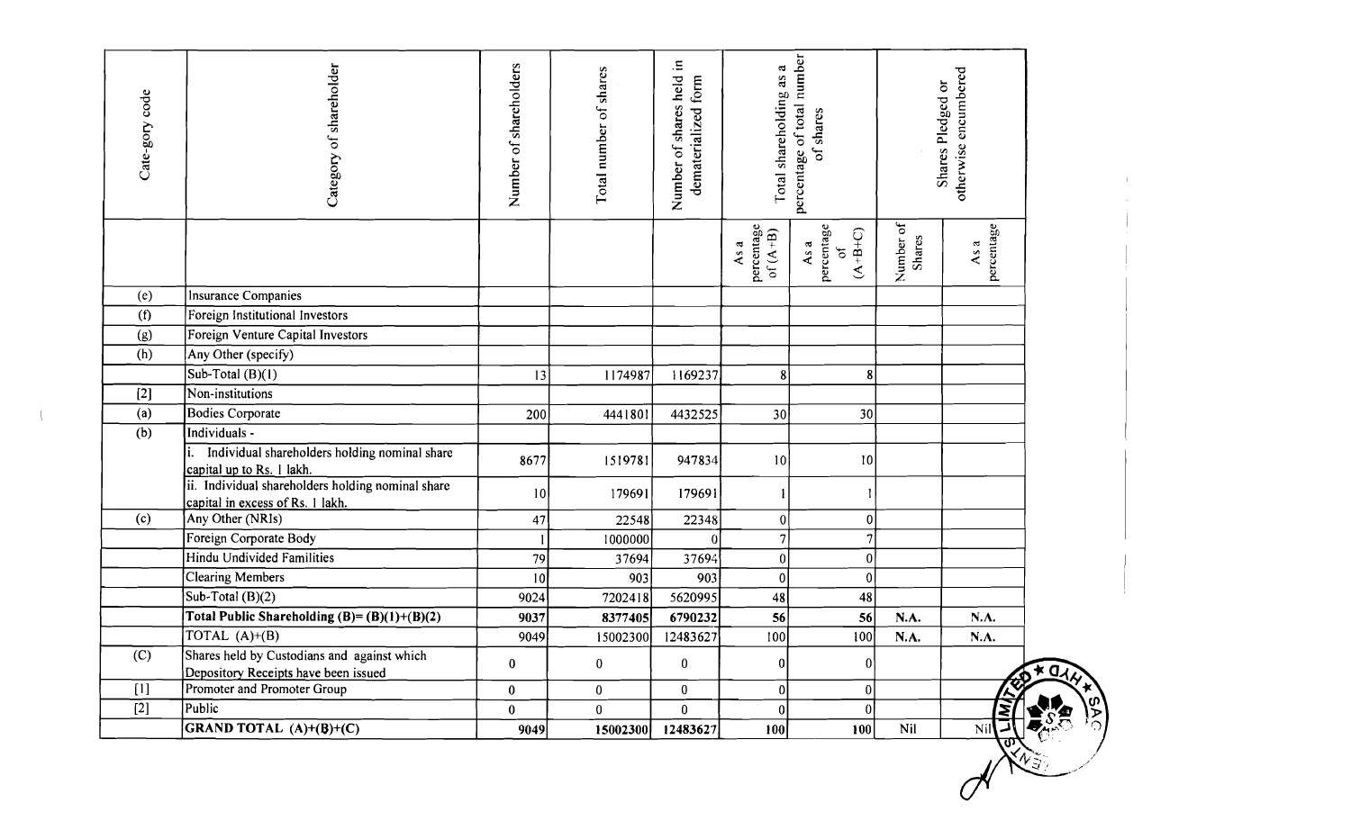| Cate-gory code | Category of shareholder | Number of shareholders | Total number of shares | Number of shares held in dematerialized form | Total shareholding as a percentage of total number of shares | | Shares Pledged or otherwise encumbered | |
|---|---|---|---|---|---|---|---|---|
| | | | | | As a percentage of (A+B) | As a percentage of (A+B+C) | Number of Shares | As a percentage |
| (e) | Insurance Companies | | | | | | | |
| (f) | Foreign Institutional Investors | | | | | | | |
| (g) | Foreign Venture Capital Investors | | | | | | | |
| (h) | Any Other (specify) | | | | | | | |
| | Sub-Total (B)(1) | 13 | 1174987 | 1169237 | 8 | 8 | | |
| [2] | Non-institutions | | | | | | | |
| (a) | Bodies Corporate | 200 | 4441801 | 4432525 | 30 | 30 | | |
| (b) | Individuals - | | | | | | | |
| | i. Individual shareholders holding nominal share capital up to Rs. 1 lakh. | 8677 | 1519781 | 947834 | 10 | 10 | | |
| | ii. Individual shareholders holding nominal share capital in excess of Rs. 1 lakh. | 10 | 179691 | 179691 | 1 | 1 | | |
| (c) | Any Other (NRIs) | 47 | 22548 | 22348 | 0 | 0 | | |
| | Foreign Corporate Body | 1 | 1000000 | 0 | 7 | 7 | | |
| | Hindu Undivided Families | 79 | 37694 | 37694 | 0 | 0 | | |
| | Clearing Members | 10 | 903 | 903 | 0 | 0 | | |
| | Sub-Total (B)(2) | 9024 | 7202418 | 5620995 | 48 | 48 | | |
| | **Total Public Shareholding (B)= (B)(1)+(B)(2)** | **9037** | **8377405** | **6790232** | **56** | **56** | **N.A.** | **N.A.** |
| | TOTAL (A)+(B) | 9049 | 15002300 | 12483627 | 100 | 100 | N.A. | N.A. |
| (C) | Shares held by Custodians and against which Depository Receipts have been issued | 0 | 0 | 0 | 0 | 0 | | |
| [1] | Promoter and Promoter Group | 0 | 0 | 0 | 0 | 0 | | |
| [2] | Public | 0 | 0 | 0 | 0 | 0 | | |
| | **GRAND TOTAL (A)+(B)+(C)** | **9049** | **15002300** | **12483627** | **100** | **100** | Nil | Nil |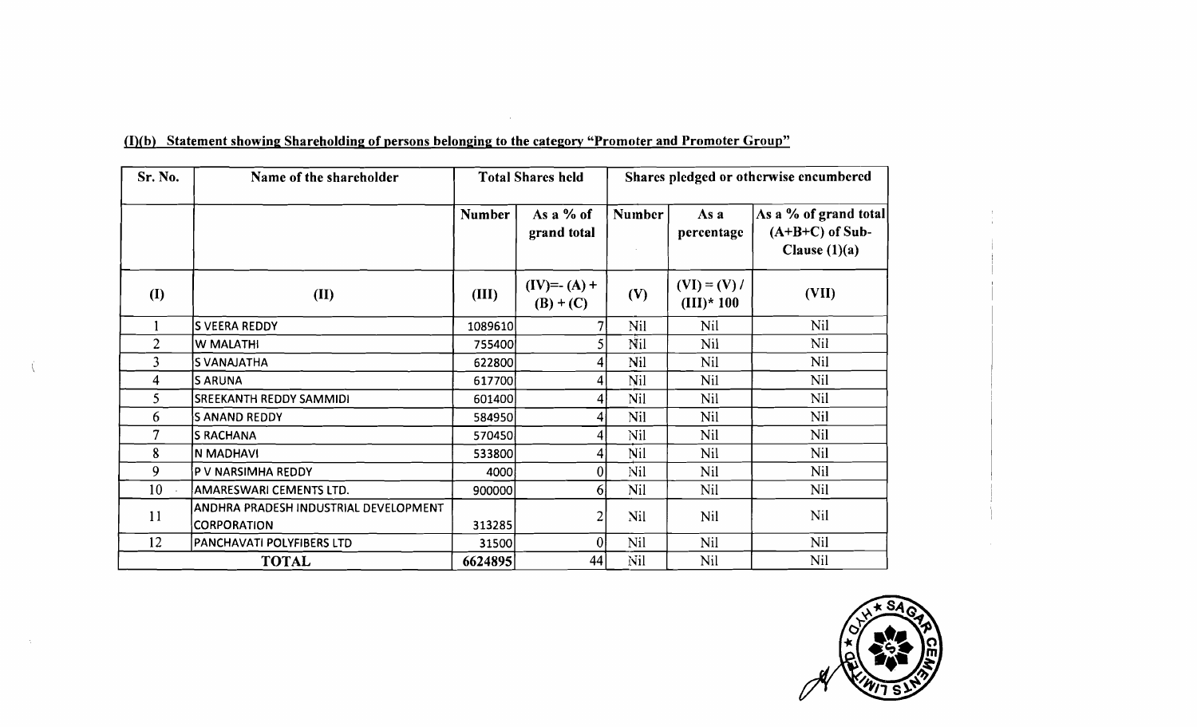**(I)(b) Statement showing Shareholding of persons belonging to the category "Promoter and Promoter Group"**

| Sr. No. | Name of the shareholder | Total Shares held | | Shares pledged or otherwise encumbered | | |
|---|---|---|---|---|---|---|
| | | Number | As a % of grand total | Number | As a percentage | As a % of grand total (A+B+C) of Sub-Clause (1)(a) |
| (I) | (II) | (III) | (IV)=- (A) + (B) + (C) | (V) | (VI) = (V) / (III)* 100 | (VII) |
| 1 | S VEERA REDDY | 1089610 | 7 | Nil | Nil | Nil |
| 2 | W MALATHI | 755400 | 5 | Nil | Nil | Nil |
| 3 | S VANAJATHA | 622800 | 4 | Nil | Nil | Nil |
| 4 | S ARUNA | 617700 | 4 | Nil | Nil | Nil |
| 5 | SREEKANTH REDDY SAMMIDI | 601400 | 4 | Nil | Nil | Nil |
| 6 | S ANAND REDDY | 584950 | 4 | Nil | Nil | Nil |
| 7 | S RACHANA | 570450 | 4 | Nil | Nil | Nil |
| 8 | N MADHAVI | 533800 | 4 | Nil | Nil | Nil |
| 9 | P V NARSIMHA REDDY | 4000 | 0 | Nil | Nil | Nil |
| 10 | AMARESWARI CEMENTS LTD. | 900000 | 6 | Nil | Nil | Nil |
| 11 | ANDHRA PRADESH INDUSTRIAL DEVELOPMENT CORPORATION | 313285 | 2 | Nil | Nil | Nil |
| 12 | PANCHAVATI POLYFIBERS LTD | 31500 | 0 | Nil | Nil | Nil |
| **TOTAL** | | 6624895 | 44 | Nil | Nil | Nil |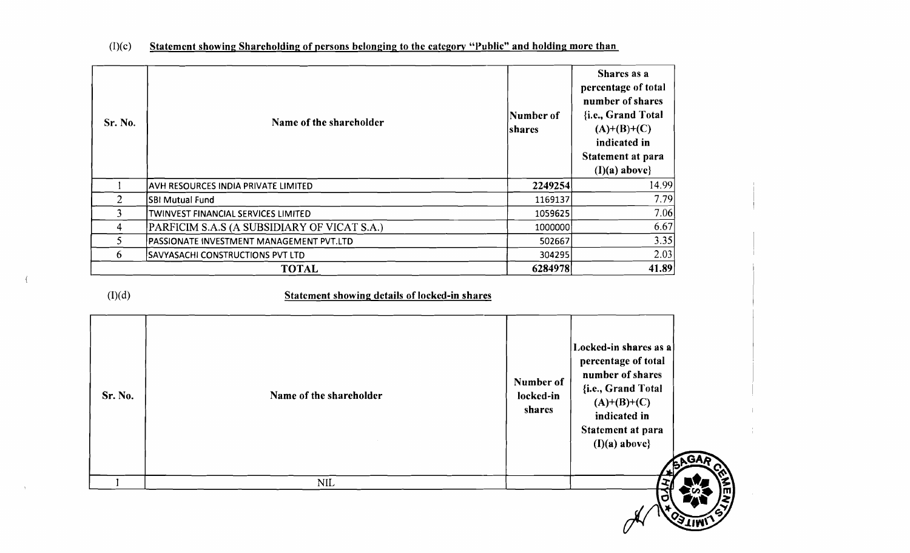(I)(c) **Statement showing Shareholding of persons belonging to the category "Public" and holding more than**

| Sr. No. | Name of the shareholder | Number of shares | Shares as a percentage of total number of shares {i.e., Grand Total (A)+(B)+(C) indicated in Statement at para (I)(a) above} |
|---|---|---|---|
| 1 | AVH RESOURCES INDIA PRIVATE LIMITED | 2249254 | 14.99 |
| 2 | SBI Mutual Fund | 1169137 | 7.79 |
| 3 | TWINVEST FINANCIAL SERVICES LIMITED | 1059625 | 7.06 |
| 4 | PARFICIM S.A.S (A SUBSIDIARY OF VICAT S.A.) | 1000000 | 6.67 |
| 5 | PASSIONATE INVESTMENT MANAGEMENT PVT.LTD | 502667 | 3.35 |
| 6 | SAVYASACHI CONSTRUCTIONS PVT LTD | 304295 | 2.03 |
| | **TOTAL** | **6284978** | **41.89** |

(I)(d) **Statement showing details of locked-in shares**

| Sr. No. | Name of the shareholder | Number of locked-in shares | Locked-in shares as a percentage of total number of shares {i.e., Grand Total (A)+(B)+(C) indicated in Statement at para (I)(a) above} |
|---|---|---|---|
| 1 | NIL | | |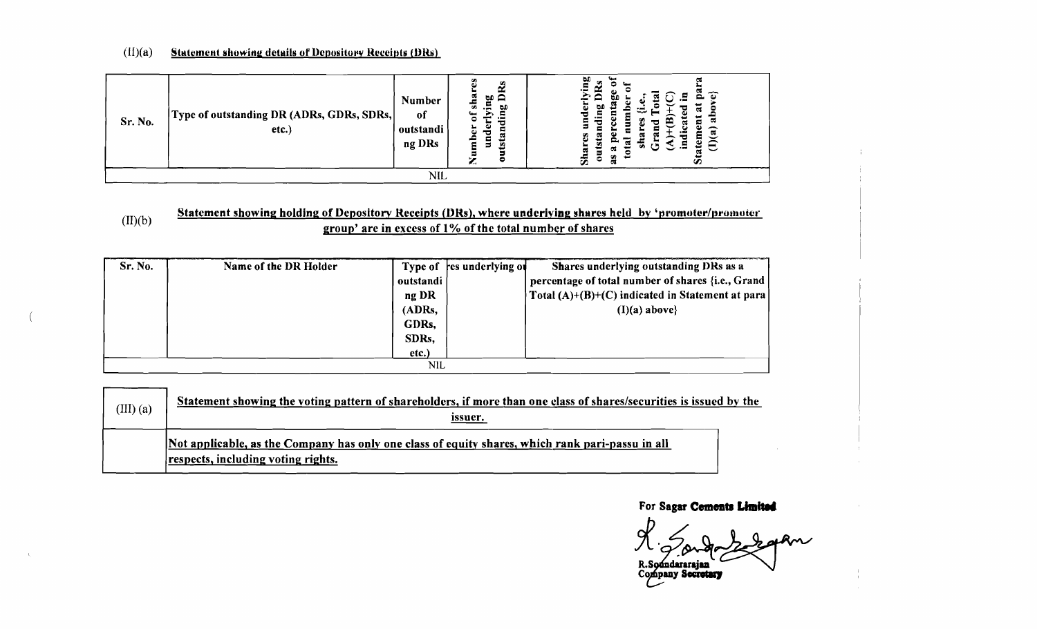(II)(a) **Statement showing details of Depository Receipts (DRs)**

| Sr. No. | Type of outstanding DR (ADRs, GDRs, SDRs, etc.) | Number of outstanding DRs | Number of shares underlying outstanding DRs | Shares underlying outstanding DRs as a percentage of total number of shares {i.e., Grand Total (A)+(B)+(C) indicated in Statement at para (I)(a) above} |
|---|---|---|---|---|
| | | NIL | | |

(II)(b) **Statement showing holding of Depository Receipts (DRs), where underlying shares held by 'promoter/promoter group' are in excess of 1% of the total number of shares**

| Sr. No. | Name of the DR Holder | Type of outstanding DR (ADRs, GDRs, SDRs, etc.) | Number of shares underlying outstanding DRs | Shares underlying outstanding DRs as a percentage of total number of shares {i.e., Grand Total (A)+(B)+(C) indicated in Statement at para (I)(a) above} |
|---|---|---|---|---|
| | | NIL | | |

| (III) (a) | Statement showing the voting pattern of shareholders, if more than one class of shares/securities is issued by the issuer. |
|---|---|
| | Not applicable, as the Company has only one class of equity shares, which rank pari-passu in all respects, including voting rights. |

For Sagar Cements Limited

R.Soundararajan
Company Secretary